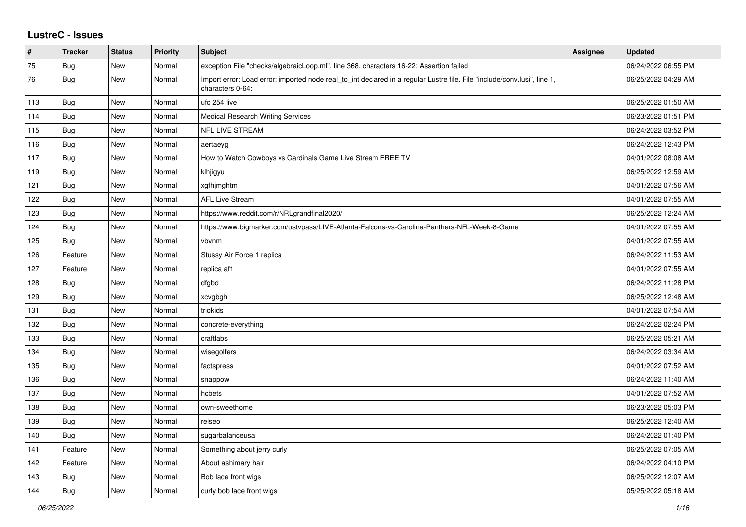# LustreC - Issues

| # | Tracker | Status | Priority | Subject | Assignee | Updated |
|---|---|---|---|---|---|---|
| 75 | Bug | New | Normal | exception File "checks/algebraicLoop.ml", line 368, characters 16-22: Assertion failed | | 06/24/2022 06:55 PM |
| 76 | Bug | New | Normal | Import error: Load error: imported node real_to_int declared in a regular Lustre file. File "include/conv.lusi", line 1, characters 0-64: | | 06/25/2022 04:29 AM |
| 113 | Bug | New | Normal | ufc 254 live | | 06/25/2022 01:50 AM |
| 114 | Bug | New | Normal | Medical Research Writing Services | | 06/23/2022 01:51 PM |
| 115 | Bug | New | Normal | NFL LIVE STREAM | | 06/24/2022 03:52 PM |
| 116 | Bug | New | Normal | aertaeyg | | 06/24/2022 12:43 PM |
| 117 | Bug | New | Normal | How to Watch Cowboys vs Cardinals Game Live Stream FREE TV | | 04/01/2022 08:08 AM |
| 119 | Bug | New | Normal | klhjigyu | | 06/25/2022 12:59 AM |
| 121 | Bug | New | Normal | xgfhjmghtm | | 04/01/2022 07:56 AM |
| 122 | Bug | New | Normal | AFL Live Stream | | 04/01/2022 07:55 AM |
| 123 | Bug | New | Normal | https://www.reddit.com/r/NRLgrandfinal2020/ | | 06/25/2022 12:24 AM |
| 124 | Bug | New | Normal | https://www.bigmarker.com/ustvpass/LIVE-Atlanta-Falcons-vs-Carolina-Panthers-NFL-Week-8-Game | | 04/01/2022 07:55 AM |
| 125 | Bug | New | Normal | vbvnm | | 04/01/2022 07:55 AM |
| 126 | Feature | New | Normal | Stussy Air Force 1 replica | | 06/24/2022 11:53 AM |
| 127 | Feature | New | Normal | replica af1 | | 04/01/2022 07:55 AM |
| 128 | Bug | New | Normal | dfgbd | | 06/24/2022 11:28 PM |
| 129 | Bug | New | Normal | xcvgbgh | | 06/25/2022 12:48 AM |
| 131 | Bug | New | Normal | triokids | | 04/01/2022 07:54 AM |
| 132 | Bug | New | Normal | concrete-everything | | 06/24/2022 02:24 PM |
| 133 | Bug | New | Normal | craftlabs | | 06/25/2022 05:21 AM |
| 134 | Bug | New | Normal | wisegolfers | | 06/24/2022 03:34 AM |
| 135 | Bug | New | Normal | factspress | | 04/01/2022 07:52 AM |
| 136 | Bug | New | Normal | snappow | | 06/24/2022 11:40 AM |
| 137 | Bug | New | Normal | hcbets | | 04/01/2022 07:52 AM |
| 138 | Bug | New | Normal | own-sweethome | | 06/23/2022 05:03 PM |
| 139 | Bug | New | Normal | relseo | | 06/25/2022 12:40 AM |
| 140 | Bug | New | Normal | sugarbalanceusa | | 06/24/2022 01:40 PM |
| 141 | Feature | New | Normal | Something about jerry curly | | 06/25/2022 07:05 AM |
| 142 | Feature | New | Normal | About ashimary hair | | 06/24/2022 04:10 PM |
| 143 | Bug | New | Normal | Bob lace front wigs | | 06/25/2022 12:07 AM |
| 144 | Bug | New | Normal | curly bob lace front wigs | | 05/25/2022 05:18 AM |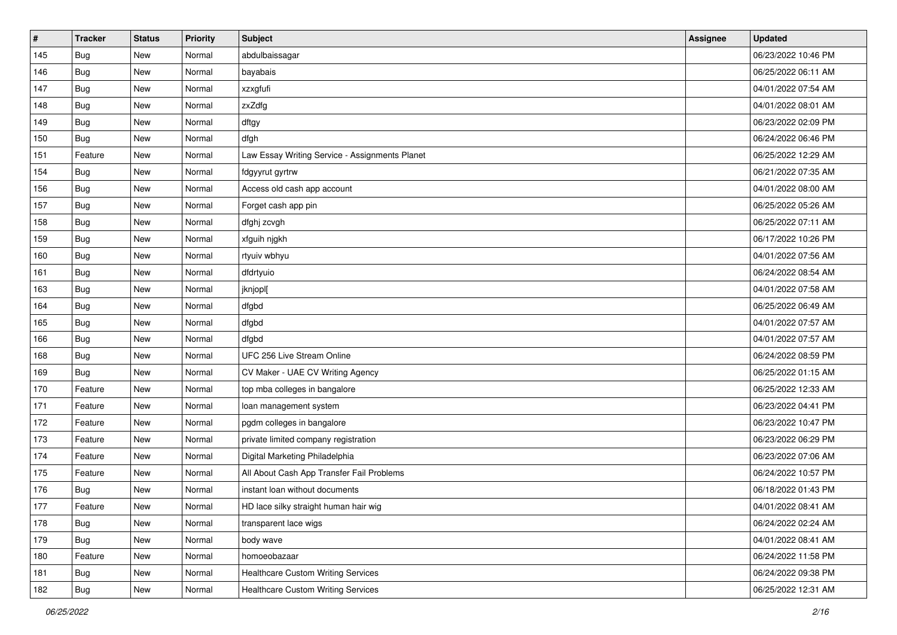| # | Tracker | Status | Priority | Subject | Assignee | Updated |
|---|---|---|---|---|---|---|
| 145 | Bug | New | Normal | abdulbaissagar | | 06/23/2022 10:46 PM |
| 146 | Bug | New | Normal | bayabais | | 06/25/2022 06:11 AM |
| 147 | Bug | New | Normal | xzxgfufi | | 04/01/2022 07:54 AM |
| 148 | Bug | New | Normal | zxZdfg | | 04/01/2022 08:01 AM |
| 149 | Bug | New | Normal | dftgy | | 06/23/2022 02:09 PM |
| 150 | Bug | New | Normal | dfgh | | 06/24/2022 06:46 PM |
| 151 | Feature | New | Normal | Law Essay Writing Service - Assignments Planet | | 06/25/2022 12:29 AM |
| 154 | Bug | New | Normal | fdgyyrut gyrtrw | | 06/21/2022 07:35 AM |
| 156 | Bug | New | Normal | Access old cash app account | | 04/01/2022 08:00 AM |
| 157 | Bug | New | Normal | Forget cash app pin | | 06/25/2022 05:26 AM |
| 158 | Bug | New | Normal | dfghj zcvgh | | 06/25/2022 07:11 AM |
| 159 | Bug | New | Normal | xfguih njgkh | | 06/17/2022 10:26 PM |
| 160 | Bug | New | Normal | rtyuiv wbhyu | | 04/01/2022 07:56 AM |
| 161 | Bug | New | Normal | dfdrtyuio | | 06/24/2022 08:54 AM |
| 163 | Bug | New | Normal | jknjopl[ | | 04/01/2022 07:58 AM |
| 164 | Bug | New | Normal | dfgbd | | 06/25/2022 06:49 AM |
| 165 | Bug | New | Normal | dfgbd | | 04/01/2022 07:57 AM |
| 166 | Bug | New | Normal | dfgbd | | 04/01/2022 07:57 AM |
| 168 | Bug | New | Normal | UFC 256 Live Stream Online | | 06/24/2022 08:59 PM |
| 169 | Bug | New | Normal | CV Maker - UAE CV Writing Agency | | 06/25/2022 01:15 AM |
| 170 | Feature | New | Normal | top mba colleges in bangalore | | 06/25/2022 12:33 AM |
| 171 | Feature | New | Normal | loan management system | | 06/23/2022 04:41 PM |
| 172 | Feature | New | Normal | pgdm colleges in bangalore | | 06/23/2022 10:47 PM |
| 173 | Feature | New | Normal | private limited company registration | | 06/23/2022 06:29 PM |
| 174 | Feature | New | Normal | Digital Marketing Philadelphia | | 06/23/2022 07:06 AM |
| 175 | Feature | New | Normal | All About Cash App Transfer Fail Problems | | 06/24/2022 10:57 PM |
| 176 | Bug | New | Normal | instant loan without documents | | 06/18/2022 01:43 PM |
| 177 | Feature | New | Normal | HD lace silky straight human hair wig | | 04/01/2022 08:41 AM |
| 178 | Bug | New | Normal | transparent lace wigs | | 06/24/2022 02:24 AM |
| 179 | Bug | New | Normal | body wave | | 04/01/2022 08:41 AM |
| 180 | Feature | New | Normal | homoeobazaar | | 06/24/2022 11:58 PM |
| 181 | Bug | New | Normal | Healthcare Custom Writing Services | | 06/24/2022 09:38 PM |
| 182 | Bug | New | Normal | Healthcare Custom Writing Services | | 06/25/2022 12:31 AM |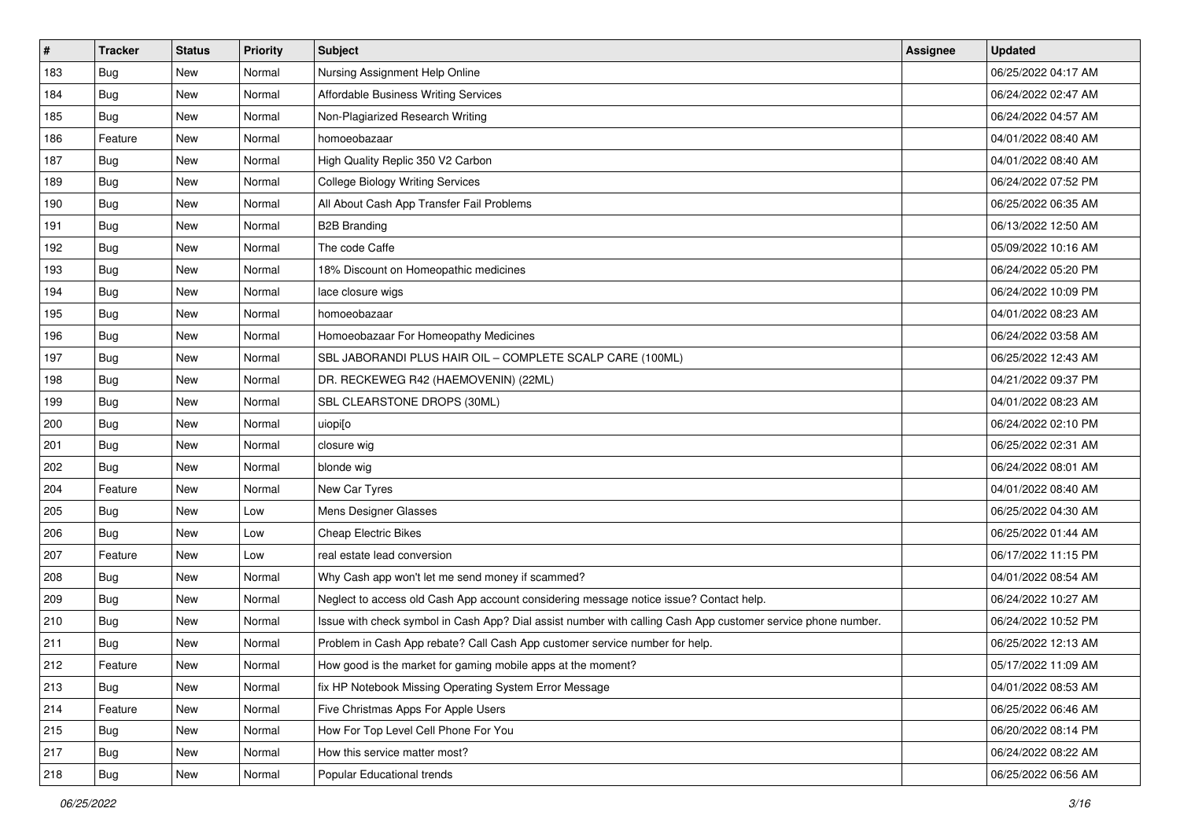| # | Tracker | Status | Priority | Subject | Assignee | Updated |
|---|---|---|---|---|---|---|
| 183 | Bug | New | Normal | Nursing Assignment Help Online | | 06/25/2022 04:17 AM |
| 184 | Bug | New | Normal | Affordable Business Writing Services | | 06/24/2022 02:47 AM |
| 185 | Bug | New | Normal | Non-Plagiarized Research Writing | | 06/24/2022 04:57 AM |
| 186 | Feature | New | Normal | homoeobazaar | | 04/01/2022 08:40 AM |
| 187 | Bug | New | Normal | High Quality Replic 350 V2 Carbon | | 04/01/2022 08:40 AM |
| 189 | Bug | New | Normal | College Biology Writing Services | | 06/24/2022 07:52 PM |
| 190 | Bug | New | Normal | All About Cash App Transfer Fail Problems | | 06/25/2022 06:35 AM |
| 191 | Bug | New | Normal | B2B Branding | | 06/13/2022 12:50 AM |
| 192 | Bug | New | Normal | The code Caffe | | 05/09/2022 10:16 AM |
| 193 | Bug | New | Normal | 18% Discount on Homeopathic medicines | | 06/24/2022 05:20 PM |
| 194 | Bug | New | Normal | lace closure wigs | | 06/24/2022 10:09 PM |
| 195 | Bug | New | Normal | homoeobazaar | | 04/01/2022 08:23 AM |
| 196 | Bug | New | Normal | Homoeobazaar For Homeopathy Medicines | | 06/24/2022 03:58 AM |
| 197 | Bug | New | Normal | SBL JABORANDI PLUS HAIR OIL – COMPLETE SCALP CARE (100ML) | | 06/25/2022 12:43 AM |
| 198 | Bug | New | Normal | DR. RECKEWEG R42 (HAEMOVENIN) (22ML) | | 04/21/2022 09:37 PM |
| 199 | Bug | New | Normal | SBL CLEARSTONE DROPS (30ML) | | 04/01/2022 08:23 AM |
| 200 | Bug | New | Normal | uiopi[o | | 06/24/2022 02:10 PM |
| 201 | Bug | New | Normal | closure wig | | 06/25/2022 02:31 AM |
| 202 | Bug | New | Normal | blonde wig | | 06/24/2022 08:01 AM |
| 204 | Feature | New | Normal | New Car Tyres | | 04/01/2022 08:40 AM |
| 205 | Bug | New | Low | Mens Designer Glasses | | 06/25/2022 04:30 AM |
| 206 | Bug | New | Low | Cheap Electric Bikes | | 06/25/2022 01:44 AM |
| 207 | Feature | New | Low | real estate lead conversion | | 06/17/2022 11:15 PM |
| 208 | Bug | New | Normal | Why Cash app won't let me send money if scammed? | | 04/01/2022 08:54 AM |
| 209 | Bug | New | Normal | Neglect to access old Cash App account considering message notice issue? Contact help. | | 06/24/2022 10:27 AM |
| 210 | Bug | New | Normal | Issue with check symbol in Cash App? Dial assist number with calling Cash App customer service phone number. | | 06/24/2022 10:52 PM |
| 211 | Bug | New | Normal | Problem in Cash App rebate? Call Cash App customer service number for help. | | 06/25/2022 12:13 AM |
| 212 | Feature | New | Normal | How good is the market for gaming mobile apps at the moment? | | 05/17/2022 11:09 AM |
| 213 | Bug | New | Normal | fix HP Notebook Missing Operating System Error Message | | 04/01/2022 08:53 AM |
| 214 | Feature | New | Normal | Five Christmas Apps For Apple Users | | 06/25/2022 06:46 AM |
| 215 | Bug | New | Normal | How For Top Level Cell Phone For You | | 06/20/2022 08:14 PM |
| 217 | Bug | New | Normal | How this service matter most? | | 06/24/2022 08:22 AM |
| 218 | Bug | New | Normal | Popular Educational trends | | 06/25/2022 06:56 AM |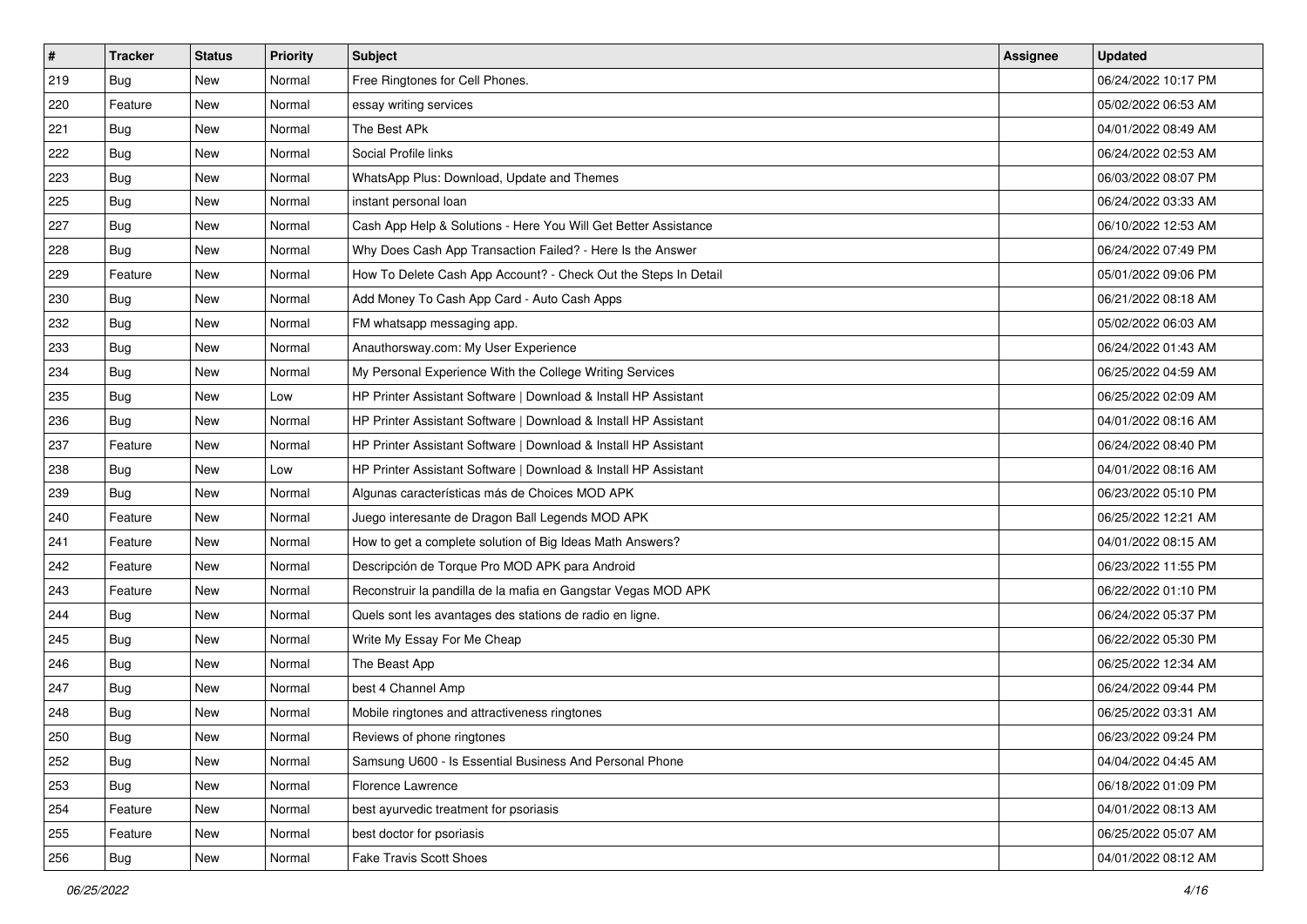| # | Tracker | Status | Priority | Subject | Assignee | Updated |
|---|---|---|---|---|---|---|
| 219 | Bug | New | Normal | Free Ringtones for Cell Phones. | | 06/24/2022 10:17 PM |
| 220 | Feature | New | Normal | essay writing services | | 05/02/2022 06:53 AM |
| 221 | Bug | New | Normal | The Best APk | | 04/01/2022 08:49 AM |
| 222 | Bug | New | Normal | Social Profile links | | 06/24/2022 02:53 AM |
| 223 | Bug | New | Normal | WhatsApp Plus: Download, Update and Themes | | 06/03/2022 08:07 PM |
| 225 | Bug | New | Normal | instant personal loan | | 06/24/2022 03:33 AM |
| 227 | Bug | New | Normal | Cash App Help & Solutions - Here You Will Get Better Assistance | | 06/10/2022 12:53 AM |
| 228 | Bug | New | Normal | Why Does Cash App Transaction Failed? - Here Is the Answer | | 06/24/2022 07:49 PM |
| 229 | Feature | New | Normal | How To Delete Cash App Account? - Check Out the Steps In Detail | | 05/01/2022 09:06 PM |
| 230 | Bug | New | Normal | Add Money To Cash App Card - Auto Cash Apps | | 06/21/2022 08:18 AM |
| 232 | Bug | New | Normal | FM whatsapp messaging app. | | 05/02/2022 06:03 AM |
| 233 | Bug | New | Normal | Anauthorsway.com: My User Experience | | 06/24/2022 01:43 AM |
| 234 | Bug | New | Normal | My Personal Experience With the College Writing Services | | 06/25/2022 04:59 AM |
| 235 | Bug | New | Low | HP Printer Assistant Software \| Download & Install HP Assistant | | 06/25/2022 02:09 AM |
| 236 | Bug | New | Normal | HP Printer Assistant Software \| Download & Install HP Assistant | | 04/01/2022 08:16 AM |
| 237 | Feature | New | Normal | HP Printer Assistant Software \| Download & Install HP Assistant | | 06/24/2022 08:40 PM |
| 238 | Bug | New | Low | HP Printer Assistant Software \| Download & Install HP Assistant | | 04/01/2022 08:16 AM |
| 239 | Bug | New | Normal | Algunas características más de Choices MOD APK | | 06/23/2022 05:10 PM |
| 240 | Feature | New | Normal | Juego interesante de Dragon Ball Legends MOD APK | | 06/25/2022 12:21 AM |
| 241 | Feature | New | Normal | How to get a complete solution of Big Ideas Math Answers? | | 04/01/2022 08:15 AM |
| 242 | Feature | New | Normal | Descripción de Torque Pro MOD APK para Android | | 06/23/2022 11:55 PM |
| 243 | Feature | New | Normal | Reconstruir la pandilla de la mafia en Gangstar Vegas MOD APK | | 06/22/2022 01:10 PM |
| 244 | Bug | New | Normal | Quels sont les avantages des stations de radio en ligne. | | 06/24/2022 05:37 PM |
| 245 | Bug | New | Normal | Write My Essay For Me Cheap | | 06/22/2022 05:30 PM |
| 246 | Bug | New | Normal | The Beast App | | 06/25/2022 12:34 AM |
| 247 | Bug | New | Normal | best 4 Channel Amp | | 06/24/2022 09:44 PM |
| 248 | Bug | New | Normal | Mobile ringtones and attractiveness ringtones | | 06/25/2022 03:31 AM |
| 250 | Bug | New | Normal | Reviews of phone ringtones | | 06/23/2022 09:24 PM |
| 252 | Bug | New | Normal | Samsung U600 - Is Essential Business And Personal Phone | | 04/04/2022 04:45 AM |
| 253 | Bug | New | Normal | Florence Lawrence | | 06/18/2022 01:09 PM |
| 254 | Feature | New | Normal | best ayurvedic treatment for psoriasis | | 04/01/2022 08:13 AM |
| 255 | Feature | New | Normal | best doctor for psoriasis | | 06/25/2022 05:07 AM |
| 256 | Bug | New | Normal | Fake Travis Scott Shoes | | 04/01/2022 08:12 AM |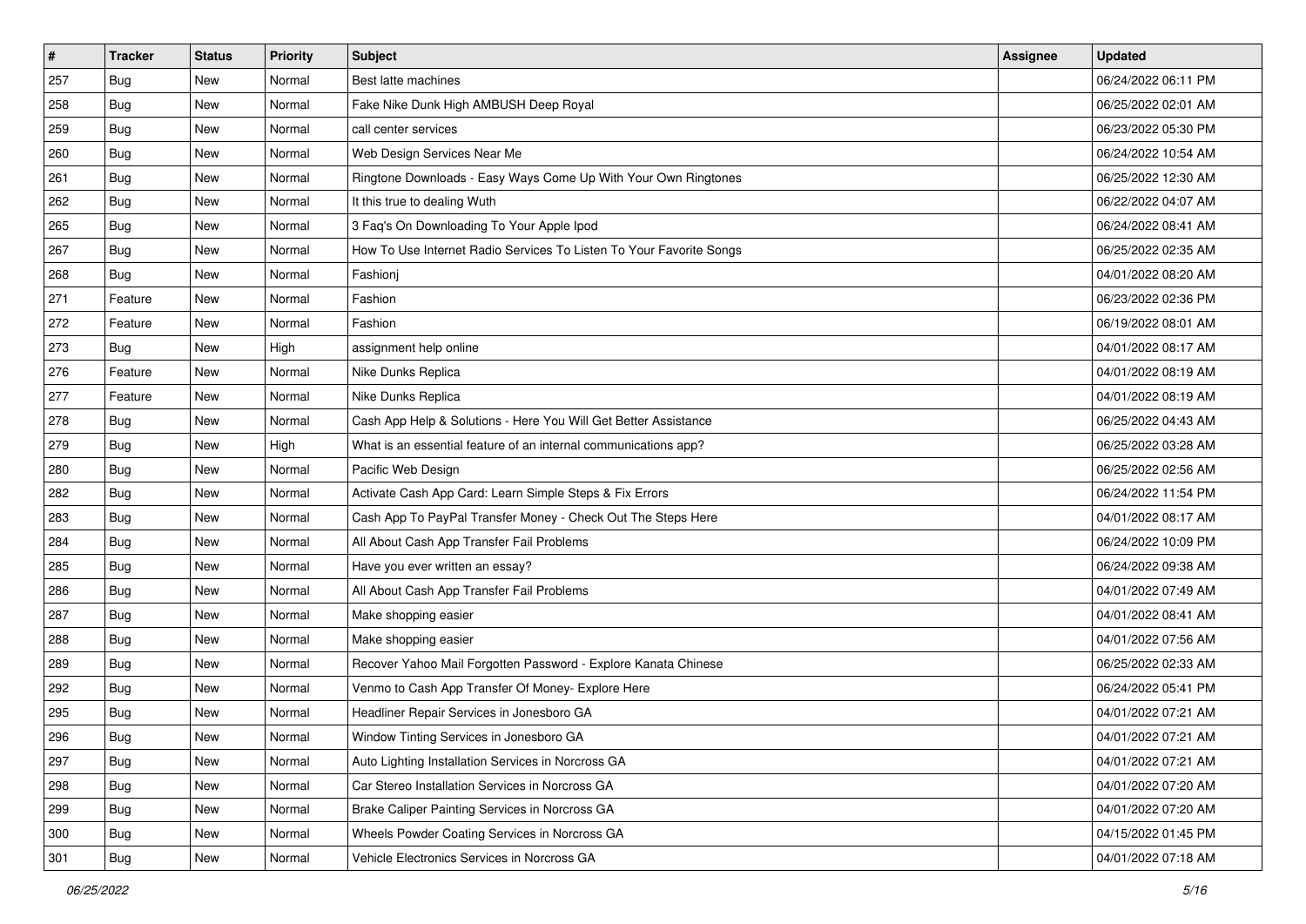| # | Tracker | Status | Priority | Subject | Assignee | Updated |
|---|---|---|---|---|---|---|
| 257 | Bug | New | Normal | Best latte machines | | 06/24/2022 06:11 PM |
| 258 | Bug | New | Normal | Fake Nike Dunk High AMBUSH Deep Royal | | 06/25/2022 02:01 AM |
| 259 | Bug | New | Normal | call center services | | 06/23/2022 05:30 PM |
| 260 | Bug | New | Normal | Web Design Services Near Me | | 06/24/2022 10:54 AM |
| 261 | Bug | New | Normal | Ringtone Downloads - Easy Ways Come Up With Your Own Ringtones | | 06/25/2022 12:30 AM |
| 262 | Bug | New | Normal | It this true to dealing Wuth | | 06/22/2022 04:07 AM |
| 265 | Bug | New | Normal | 3 Faq's On Downloading To Your Apple Ipod | | 06/24/2022 08:41 AM |
| 267 | Bug | New | Normal | How To Use Internet Radio Services To Listen To Your Favorite Songs | | 06/25/2022 02:35 AM |
| 268 | Bug | New | Normal | Fashionj | | 04/01/2022 08:20 AM |
| 271 | Feature | New | Normal | Fashion | | 06/23/2022 02:36 PM |
| 272 | Feature | New | Normal | Fashion | | 06/19/2022 08:01 AM |
| 273 | Bug | New | High | assignment help online | | 04/01/2022 08:17 AM |
| 276 | Feature | New | Normal | Nike Dunks Replica | | 04/01/2022 08:19 AM |
| 277 | Feature | New | Normal | Nike Dunks Replica | | 04/01/2022 08:19 AM |
| 278 | Bug | New | Normal | Cash App Help & Solutions - Here You Will Get Better Assistance | | 06/25/2022 04:43 AM |
| 279 | Bug | New | High | What is an essential feature of an internal communications app? | | 06/25/2022 03:28 AM |
| 280 | Bug | New | Normal | Pacific Web Design | | 06/25/2022 02:56 AM |
| 282 | Bug | New | Normal | Activate Cash App Card: Learn Simple Steps & Fix Errors | | 06/24/2022 11:54 PM |
| 283 | Bug | New | Normal | Cash App To PayPal Transfer Money - Check Out The Steps Here | | 04/01/2022 08:17 AM |
| 284 | Bug | New | Normal | All About Cash App Transfer Fail Problems | | 06/24/2022 10:09 PM |
| 285 | Bug | New | Normal | Have you ever written an essay? | | 06/24/2022 09:38 AM |
| 286 | Bug | New | Normal | All About Cash App Transfer Fail Problems | | 04/01/2022 07:49 AM |
| 287 | Bug | New | Normal | Make shopping easier | | 04/01/2022 08:41 AM |
| 288 | Bug | New | Normal | Make shopping easier | | 04/01/2022 07:56 AM |
| 289 | Bug | New | Normal | Recover Yahoo Mail Forgotten Password - Explore Kanata Chinese | | 06/25/2022 02:33 AM |
| 292 | Bug | New | Normal | Venmo to Cash App Transfer Of Money- Explore Here | | 06/24/2022 05:41 PM |
| 295 | Bug | New | Normal | Headliner Repair Services in Jonesboro GA | | 04/01/2022 07:21 AM |
| 296 | Bug | New | Normal | Window Tinting Services in Jonesboro GA | | 04/01/2022 07:21 AM |
| 297 | Bug | New | Normal | Auto Lighting Installation Services in Norcross GA | | 04/01/2022 07:21 AM |
| 298 | Bug | New | Normal | Car Stereo Installation Services in Norcross GA | | 04/01/2022 07:20 AM |
| 299 | Bug | New | Normal | Brake Caliper Painting Services in Norcross GA | | 04/01/2022 07:20 AM |
| 300 | Bug | New | Normal | Wheels Powder Coating Services in Norcross GA | | 04/15/2022 01:45 PM |
| 301 | Bug | New | Normal | Vehicle Electronics Services in Norcross GA | | 04/01/2022 07:18 AM |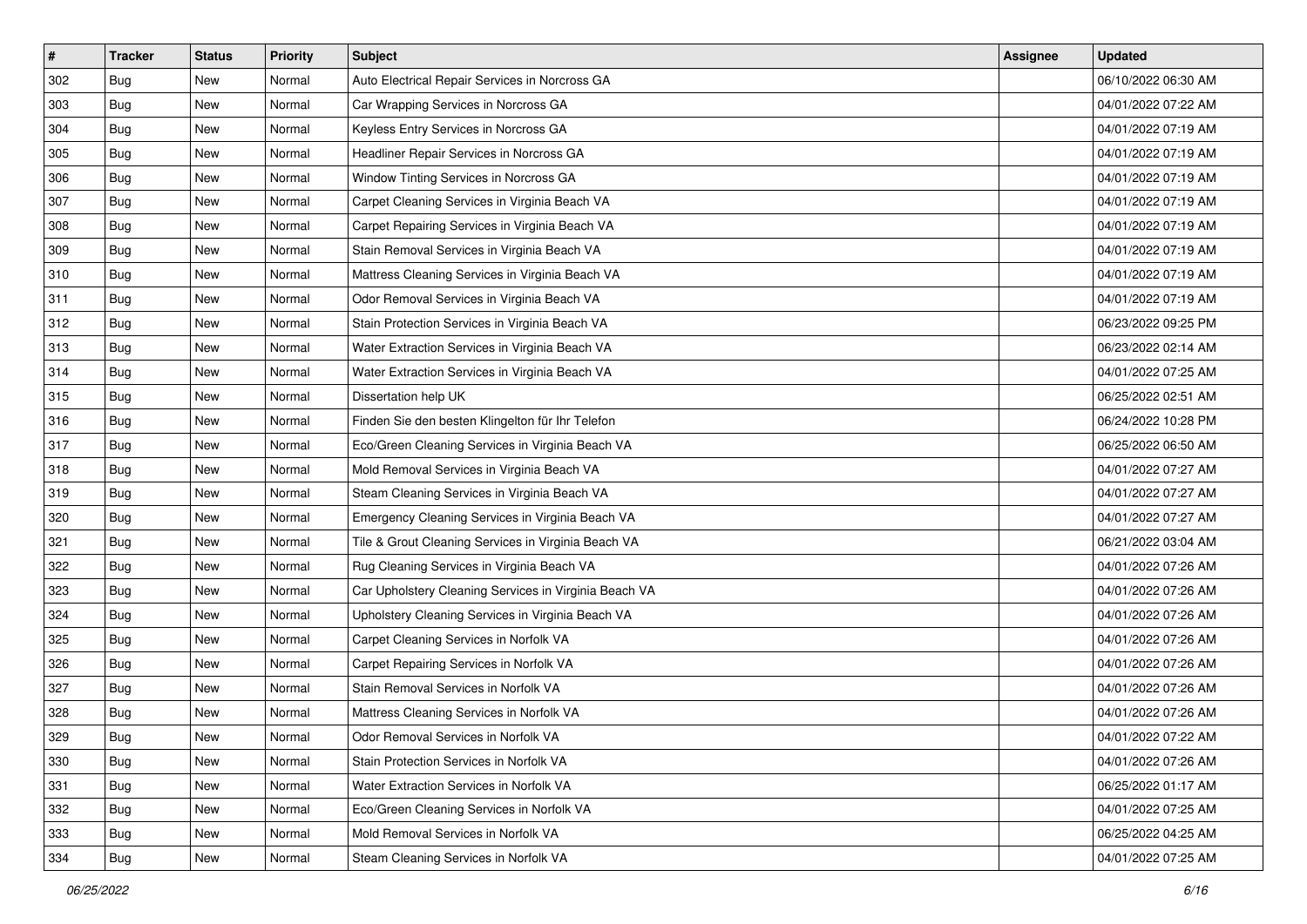| # | Tracker | Status | Priority | Subject | Assignee | Updated |
|---|---|---|---|---|---|---|
| 302 | Bug | New | Normal | Auto Electrical Repair Services in Norcross GA | | 06/10/2022 06:30 AM |
| 303 | Bug | New | Normal | Car Wrapping Services in Norcross GA | | 04/01/2022 07:22 AM |
| 304 | Bug | New | Normal | Keyless Entry Services in Norcross GA | | 04/01/2022 07:19 AM |
| 305 | Bug | New | Normal | Headliner Repair Services in Norcross GA | | 04/01/2022 07:19 AM |
| 306 | Bug | New | Normal | Window Tinting Services in Norcross GA | | 04/01/2022 07:19 AM |
| 307 | Bug | New | Normal | Carpet Cleaning Services in Virginia Beach VA | | 04/01/2022 07:19 AM |
| 308 | Bug | New | Normal | Carpet Repairing Services in Virginia Beach VA | | 04/01/2022 07:19 AM |
| 309 | Bug | New | Normal | Stain Removal Services in Virginia Beach VA | | 04/01/2022 07:19 AM |
| 310 | Bug | New | Normal | Mattress Cleaning Services in Virginia Beach VA | | 04/01/2022 07:19 AM |
| 311 | Bug | New | Normal | Odor Removal Services in Virginia Beach VA | | 04/01/2022 07:19 AM |
| 312 | Bug | New | Normal | Stain Protection Services in Virginia Beach VA | | 06/23/2022 09:25 PM |
| 313 | Bug | New | Normal | Water Extraction Services in Virginia Beach VA | | 06/23/2022 02:14 AM |
| 314 | Bug | New | Normal | Water Extraction Services in Virginia Beach VA | | 04/01/2022 07:25 AM |
| 315 | Bug | New | Normal | Dissertation help UK | | 06/25/2022 02:51 AM |
| 316 | Bug | New | Normal | Finden Sie den besten Klingelton für Ihr Telefon | | 06/24/2022 10:28 PM |
| 317 | Bug | New | Normal | Eco/Green Cleaning Services in Virginia Beach VA | | 06/25/2022 06:50 AM |
| 318 | Bug | New | Normal | Mold Removal Services in Virginia Beach VA | | 04/01/2022 07:27 AM |
| 319 | Bug | New | Normal | Steam Cleaning Services in Virginia Beach VA | | 04/01/2022 07:27 AM |
| 320 | Bug | New | Normal | Emergency Cleaning Services in Virginia Beach VA | | 04/01/2022 07:27 AM |
| 321 | Bug | New | Normal | Tile & Grout Cleaning Services in Virginia Beach VA | | 06/21/2022 03:04 AM |
| 322 | Bug | New | Normal | Rug Cleaning Services in Virginia Beach VA | | 04/01/2022 07:26 AM |
| 323 | Bug | New | Normal | Car Upholstery Cleaning Services in Virginia Beach VA | | 04/01/2022 07:26 AM |
| 324 | Bug | New | Normal | Upholstery Cleaning Services in Virginia Beach VA | | 04/01/2022 07:26 AM |
| 325 | Bug | New | Normal | Carpet Cleaning Services in Norfolk VA | | 04/01/2022 07:26 AM |
| 326 | Bug | New | Normal | Carpet Repairing Services in Norfolk VA | | 04/01/2022 07:26 AM |
| 327 | Bug | New | Normal | Stain Removal Services in Norfolk VA | | 04/01/2022 07:26 AM |
| 328 | Bug | New | Normal | Mattress Cleaning Services in Norfolk VA | | 04/01/2022 07:26 AM |
| 329 | Bug | New | Normal | Odor Removal Services in Norfolk VA | | 04/01/2022 07:22 AM |
| 330 | Bug | New | Normal | Stain Protection Services in Norfolk VA | | 04/01/2022 07:26 AM |
| 331 | Bug | New | Normal | Water Extraction Services in Norfolk VA | | 06/25/2022 01:17 AM |
| 332 | Bug | New | Normal | Eco/Green Cleaning Services in Norfolk VA | | 04/01/2022 07:25 AM |
| 333 | Bug | New | Normal | Mold Removal Services in Norfolk VA | | 06/25/2022 04:25 AM |
| 334 | Bug | New | Normal | Steam Cleaning Services in Norfolk VA | | 04/01/2022 07:25 AM |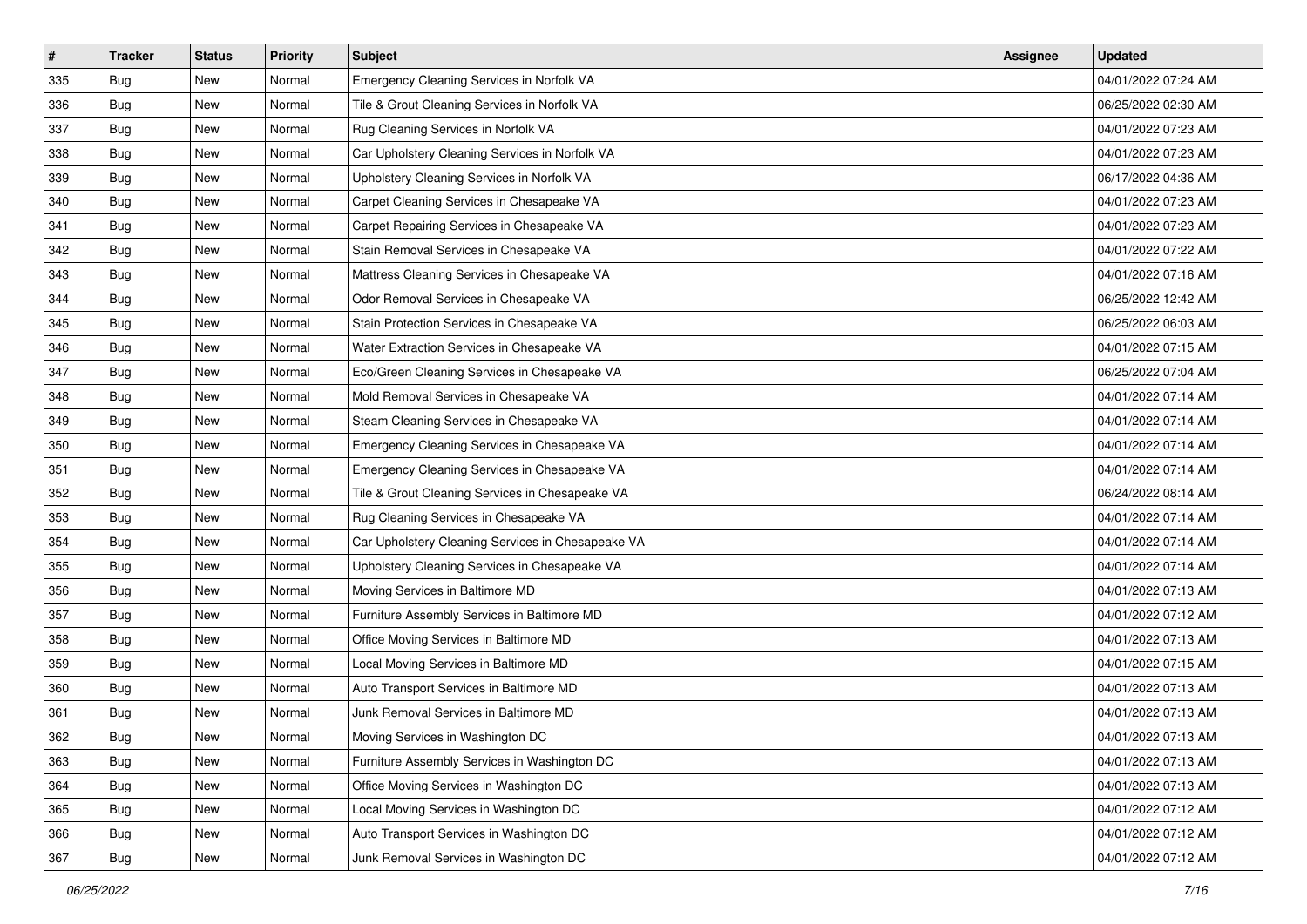| # | Tracker | Status | Priority | Subject | Assignee | Updated |
|---|---|---|---|---|---|---|
| 335 | Bug | New | Normal | Emergency Cleaning Services in Norfolk VA | | 04/01/2022 07:24 AM |
| 336 | Bug | New | Normal | Tile & Grout Cleaning Services in Norfolk VA | | 06/25/2022 02:30 AM |
| 337 | Bug | New | Normal | Rug Cleaning Services in Norfolk VA | | 04/01/2022 07:23 AM |
| 338 | Bug | New | Normal | Car Upholstery Cleaning Services in Norfolk VA | | 04/01/2022 07:23 AM |
| 339 | Bug | New | Normal | Upholstery Cleaning Services in Norfolk VA | | 06/17/2022 04:36 AM |
| 340 | Bug | New | Normal | Carpet Cleaning Services in Chesapeake VA | | 04/01/2022 07:23 AM |
| 341 | Bug | New | Normal | Carpet Repairing Services in Chesapeake VA | | 04/01/2022 07:23 AM |
| 342 | Bug | New | Normal | Stain Removal Services in Chesapeake VA | | 04/01/2022 07:22 AM |
| 343 | Bug | New | Normal | Mattress Cleaning Services in Chesapeake VA | | 04/01/2022 07:16 AM |
| 344 | Bug | New | Normal | Odor Removal Services in Chesapeake VA | | 06/25/2022 12:42 AM |
| 345 | Bug | New | Normal | Stain Protection Services in Chesapeake VA | | 06/25/2022 06:03 AM |
| 346 | Bug | New | Normal | Water Extraction Services in Chesapeake VA | | 04/01/2022 07:15 AM |
| 347 | Bug | New | Normal | Eco/Green Cleaning Services in Chesapeake VA | | 06/25/2022 07:04 AM |
| 348 | Bug | New | Normal | Mold Removal Services in Chesapeake VA | | 04/01/2022 07:14 AM |
| 349 | Bug | New | Normal | Steam Cleaning Services in Chesapeake VA | | 04/01/2022 07:14 AM |
| 350 | Bug | New | Normal | Emergency Cleaning Services in Chesapeake VA | | 04/01/2022 07:14 AM |
| 351 | Bug | New | Normal | Emergency Cleaning Services in Chesapeake VA | | 04/01/2022 07:14 AM |
| 352 | Bug | New | Normal | Tile & Grout Cleaning Services in Chesapeake VA | | 06/24/2022 08:14 AM |
| 353 | Bug | New | Normal | Rug Cleaning Services in Chesapeake VA | | 04/01/2022 07:14 AM |
| 354 | Bug | New | Normal | Car Upholstery Cleaning Services in Chesapeake VA | | 04/01/2022 07:14 AM |
| 355 | Bug | New | Normal | Upholstery Cleaning Services in Chesapeake VA | | 04/01/2022 07:14 AM |
| 356 | Bug | New | Normal | Moving Services in Baltimore MD | | 04/01/2022 07:13 AM |
| 357 | Bug | New | Normal | Furniture Assembly Services in Baltimore MD | | 04/01/2022 07:12 AM |
| 358 | Bug | New | Normal | Office Moving Services in Baltimore MD | | 04/01/2022 07:13 AM |
| 359 | Bug | New | Normal | Local Moving Services in Baltimore MD | | 04/01/2022 07:15 AM |
| 360 | Bug | New | Normal | Auto Transport Services in Baltimore MD | | 04/01/2022 07:13 AM |
| 361 | Bug | New | Normal | Junk Removal Services in Baltimore MD | | 04/01/2022 07:13 AM |
| 362 | Bug | New | Normal | Moving Services in Washington DC | | 04/01/2022 07:13 AM |
| 363 | Bug | New | Normal | Furniture Assembly Services in Washington DC | | 04/01/2022 07:13 AM |
| 364 | Bug | New | Normal | Office Moving Services in Washington DC | | 04/01/2022 07:13 AM |
| 365 | Bug | New | Normal | Local Moving Services in Washington DC | | 04/01/2022 07:12 AM |
| 366 | Bug | New | Normal | Auto Transport Services in Washington DC | | 04/01/2022 07:12 AM |
| 367 | Bug | New | Normal | Junk Removal Services in Washington DC | | 04/01/2022 07:12 AM |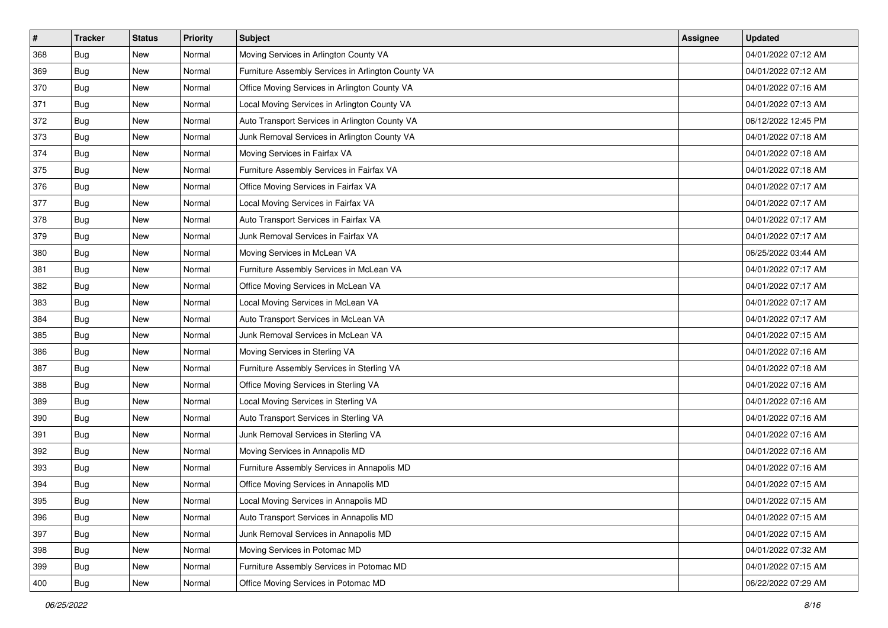| # | Tracker | Status | Priority | Subject | Assignee | Updated |
|---|---|---|---|---|---|---|
| 368 | Bug | New | Normal | Moving Services in Arlington County VA | | 04/01/2022 07:12 AM |
| 369 | Bug | New | Normal | Furniture Assembly Services in Arlington County VA | | 04/01/2022 07:12 AM |
| 370 | Bug | New | Normal | Office Moving Services in Arlington County VA | | 04/01/2022 07:16 AM |
| 371 | Bug | New | Normal | Local Moving Services in Arlington County VA | | 04/01/2022 07:13 AM |
| 372 | Bug | New | Normal | Auto Transport Services in Arlington County VA | | 06/12/2022 12:45 PM |
| 373 | Bug | New | Normal | Junk Removal Services in Arlington County VA | | 04/01/2022 07:18 AM |
| 374 | Bug | New | Normal | Moving Services in Fairfax VA | | 04/01/2022 07:18 AM |
| 375 | Bug | New | Normal | Furniture Assembly Services in Fairfax VA | | 04/01/2022 07:18 AM |
| 376 | Bug | New | Normal | Office Moving Services in Fairfax VA | | 04/01/2022 07:17 AM |
| 377 | Bug | New | Normal | Local Moving Services in Fairfax VA | | 04/01/2022 07:17 AM |
| 378 | Bug | New | Normal | Auto Transport Services in Fairfax VA | | 04/01/2022 07:17 AM |
| 379 | Bug | New | Normal | Junk Removal Services in Fairfax VA | | 04/01/2022 07:17 AM |
| 380 | Bug | New | Normal | Moving Services in McLean VA | | 06/25/2022 03:44 AM |
| 381 | Bug | New | Normal | Furniture Assembly Services in McLean VA | | 04/01/2022 07:17 AM |
| 382 | Bug | New | Normal | Office Moving Services in McLean VA | | 04/01/2022 07:17 AM |
| 383 | Bug | New | Normal | Local Moving Services in McLean VA | | 04/01/2022 07:17 AM |
| 384 | Bug | New | Normal | Auto Transport Services in McLean VA | | 04/01/2022 07:17 AM |
| 385 | Bug | New | Normal | Junk Removal Services in McLean VA | | 04/01/2022 07:15 AM |
| 386 | Bug | New | Normal | Moving Services in Sterling VA | | 04/01/2022 07:16 AM |
| 387 | Bug | New | Normal | Furniture Assembly Services in Sterling VA | | 04/01/2022 07:18 AM |
| 388 | Bug | New | Normal | Office Moving Services in Sterling VA | | 04/01/2022 07:16 AM |
| 389 | Bug | New | Normal | Local Moving Services in Sterling VA | | 04/01/2022 07:16 AM |
| 390 | Bug | New | Normal | Auto Transport Services in Sterling VA | | 04/01/2022 07:16 AM |
| 391 | Bug | New | Normal | Junk Removal Services in Sterling VA | | 04/01/2022 07:16 AM |
| 392 | Bug | New | Normal | Moving Services in Annapolis MD | | 04/01/2022 07:16 AM |
| 393 | Bug | New | Normal | Furniture Assembly Services in Annapolis MD | | 04/01/2022 07:16 AM |
| 394 | Bug | New | Normal | Office Moving Services in Annapolis MD | | 04/01/2022 07:15 AM |
| 395 | Bug | New | Normal | Local Moving Services in Annapolis MD | | 04/01/2022 07:15 AM |
| 396 | Bug | New | Normal | Auto Transport Services in Annapolis MD | | 04/01/2022 07:15 AM |
| 397 | Bug | New | Normal | Junk Removal Services in Annapolis MD | | 04/01/2022 07:15 AM |
| 398 | Bug | New | Normal | Moving Services in Potomac MD | | 04/01/2022 07:32 AM |
| 399 | Bug | New | Normal | Furniture Assembly Services in Potomac MD | | 04/01/2022 07:15 AM |
| 400 | Bug | New | Normal | Office Moving Services in Potomac MD | | 06/22/2022 07:29 AM |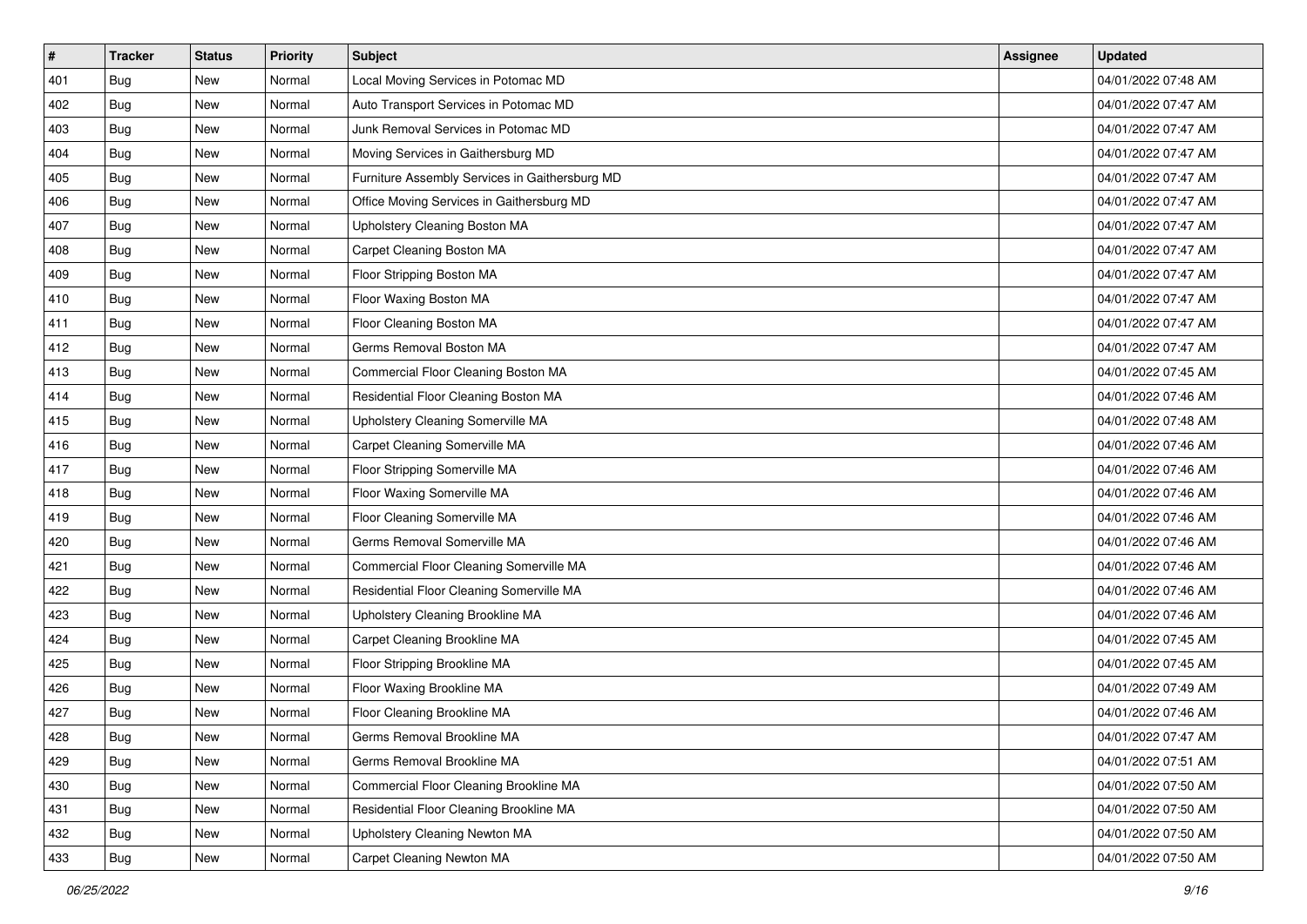| # | Tracker | Status | Priority | Subject | Assignee | Updated |
|---|---|---|---|---|---|---|
| 401 | Bug | New | Normal | Local Moving Services in Potomac MD | | 04/01/2022 07:48 AM |
| 402 | Bug | New | Normal | Auto Transport Services in Potomac MD | | 04/01/2022 07:47 AM |
| 403 | Bug | New | Normal | Junk Removal Services in Potomac MD | | 04/01/2022 07:47 AM |
| 404 | Bug | New | Normal | Moving Services in Gaithersburg MD | | 04/01/2022 07:47 AM |
| 405 | Bug | New | Normal | Furniture Assembly Services in Gaithersburg MD | | 04/01/2022 07:47 AM |
| 406 | Bug | New | Normal | Office Moving Services in Gaithersburg MD | | 04/01/2022 07:47 AM |
| 407 | Bug | New | Normal | Upholstery Cleaning Boston MA | | 04/01/2022 07:47 AM |
| 408 | Bug | New | Normal | Carpet Cleaning Boston MA | | 04/01/2022 07:47 AM |
| 409 | Bug | New | Normal | Floor Stripping Boston MA | | 04/01/2022 07:47 AM |
| 410 | Bug | New | Normal | Floor Waxing Boston MA | | 04/01/2022 07:47 AM |
| 411 | Bug | New | Normal | Floor Cleaning Boston MA | | 04/01/2022 07:47 AM |
| 412 | Bug | New | Normal | Germs Removal Boston MA | | 04/01/2022 07:47 AM |
| 413 | Bug | New | Normal | Commercial Floor Cleaning Boston MA | | 04/01/2022 07:45 AM |
| 414 | Bug | New | Normal | Residential Floor Cleaning Boston MA | | 04/01/2022 07:46 AM |
| 415 | Bug | New | Normal | Upholstery Cleaning Somerville MA | | 04/01/2022 07:48 AM |
| 416 | Bug | New | Normal | Carpet Cleaning Somerville MA | | 04/01/2022 07:46 AM |
| 417 | Bug | New | Normal | Floor Stripping Somerville MA | | 04/01/2022 07:46 AM |
| 418 | Bug | New | Normal | Floor Waxing Somerville MA | | 04/01/2022 07:46 AM |
| 419 | Bug | New | Normal | Floor Cleaning Somerville MA | | 04/01/2022 07:46 AM |
| 420 | Bug | New | Normal | Germs Removal Somerville MA | | 04/01/2022 07:46 AM |
| 421 | Bug | New | Normal | Commercial Floor Cleaning Somerville MA | | 04/01/2022 07:46 AM |
| 422 | Bug | New | Normal | Residential Floor Cleaning Somerville MA | | 04/01/2022 07:46 AM |
| 423 | Bug | New | Normal | Upholstery Cleaning Brookline MA | | 04/01/2022 07:46 AM |
| 424 | Bug | New | Normal | Carpet Cleaning Brookline MA | | 04/01/2022 07:45 AM |
| 425 | Bug | New | Normal | Floor Stripping Brookline MA | | 04/01/2022 07:45 AM |
| 426 | Bug | New | Normal | Floor Waxing Brookline MA | | 04/01/2022 07:49 AM |
| 427 | Bug | New | Normal | Floor Cleaning Brookline MA | | 04/01/2022 07:46 AM |
| 428 | Bug | New | Normal | Germs Removal Brookline MA | | 04/01/2022 07:47 AM |
| 429 | Bug | New | Normal | Germs Removal Brookline MA | | 04/01/2022 07:51 AM |
| 430 | Bug | New | Normal | Commercial Floor Cleaning Brookline MA | | 04/01/2022 07:50 AM |
| 431 | Bug | New | Normal | Residential Floor Cleaning Brookline MA | | 04/01/2022 07:50 AM |
| 432 | Bug | New | Normal | Upholstery Cleaning Newton MA | | 04/01/2022 07:50 AM |
| 433 | Bug | New | Normal | Carpet Cleaning Newton MA | | 04/01/2022 07:50 AM |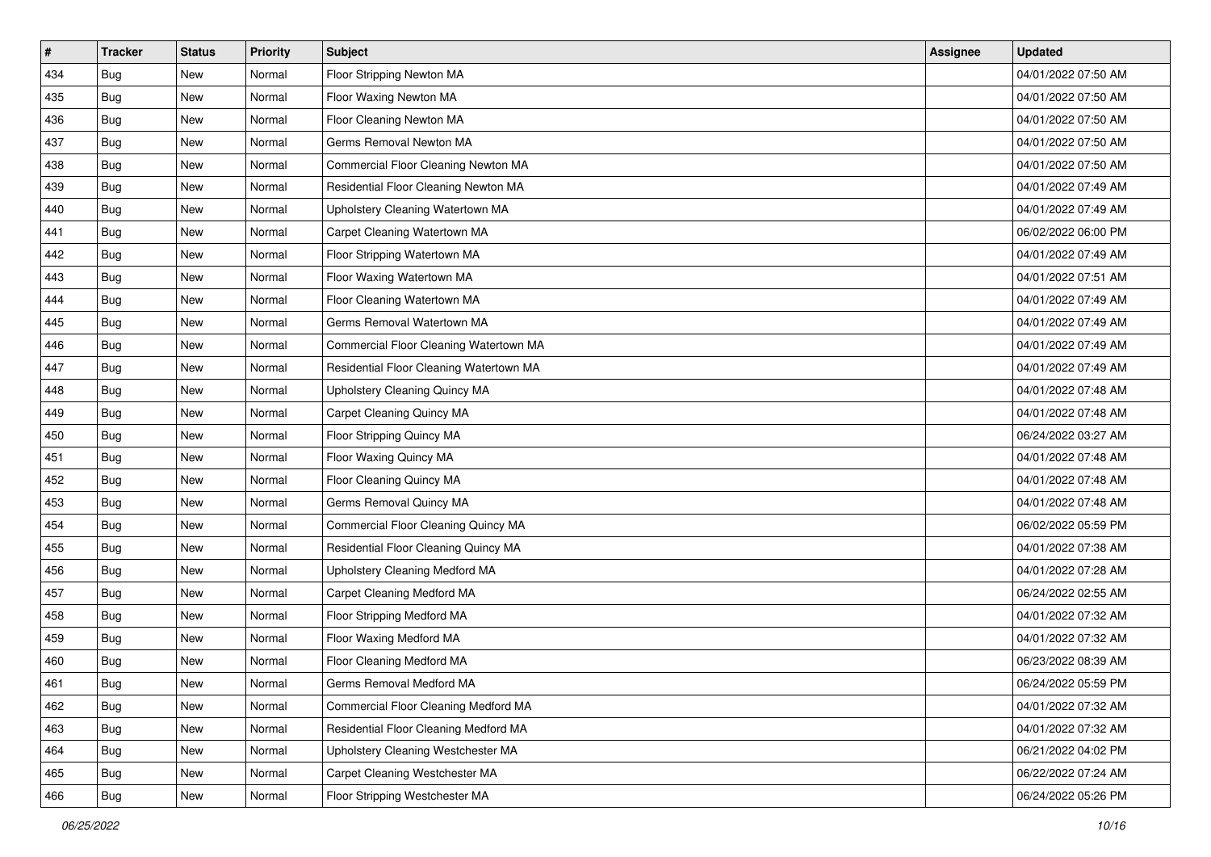| # | Tracker | Status | Priority | Subject | Assignee | Updated |
|---|---|---|---|---|---|---|
| 434 | Bug | New | Normal | Floor Stripping Newton MA | | 04/01/2022 07:50 AM |
| 435 | Bug | New | Normal | Floor Waxing Newton MA | | 04/01/2022 07:50 AM |
| 436 | Bug | New | Normal | Floor Cleaning Newton MA | | 04/01/2022 07:50 AM |
| 437 | Bug | New | Normal | Germs Removal Newton MA | | 04/01/2022 07:50 AM |
| 438 | Bug | New | Normal | Commercial Floor Cleaning Newton MA | | 04/01/2022 07:50 AM |
| 439 | Bug | New | Normal | Residential Floor Cleaning Newton MA | | 04/01/2022 07:49 AM |
| 440 | Bug | New | Normal | Upholstery Cleaning Watertown MA | | 04/01/2022 07:49 AM |
| 441 | Bug | New | Normal | Carpet Cleaning Watertown MA | | 06/02/2022 06:00 PM |
| 442 | Bug | New | Normal | Floor Stripping Watertown MA | | 04/01/2022 07:49 AM |
| 443 | Bug | New | Normal | Floor Waxing Watertown MA | | 04/01/2022 07:51 AM |
| 444 | Bug | New | Normal | Floor Cleaning Watertown MA | | 04/01/2022 07:49 AM |
| 445 | Bug | New | Normal | Germs Removal Watertown MA | | 04/01/2022 07:49 AM |
| 446 | Bug | New | Normal | Commercial Floor Cleaning Watertown MA | | 04/01/2022 07:49 AM |
| 447 | Bug | New | Normal | Residential Floor Cleaning Watertown MA | | 04/01/2022 07:49 AM |
| 448 | Bug | New | Normal | Upholstery Cleaning Quincy MA | | 04/01/2022 07:48 AM |
| 449 | Bug | New | Normal | Carpet Cleaning Quincy MA | | 04/01/2022 07:48 AM |
| 450 | Bug | New | Normal | Floor Stripping Quincy MA | | 06/24/2022 03:27 AM |
| 451 | Bug | New | Normal | Floor Waxing Quincy MA | | 04/01/2022 07:48 AM |
| 452 | Bug | New | Normal | Floor Cleaning Quincy MA | | 04/01/2022 07:48 AM |
| 453 | Bug | New | Normal | Germs Removal Quincy MA | | 04/01/2022 07:48 AM |
| 454 | Bug | New | Normal | Commercial Floor Cleaning Quincy MA | | 06/02/2022 05:59 PM |
| 455 | Bug | New | Normal | Residential Floor Cleaning Quincy MA | | 04/01/2022 07:38 AM |
| 456 | Bug | New | Normal | Upholstery Cleaning Medford MA | | 04/01/2022 07:28 AM |
| 457 | Bug | New | Normal | Carpet Cleaning Medford MA | | 06/24/2022 02:55 AM |
| 458 | Bug | New | Normal | Floor Stripping Medford MA | | 04/01/2022 07:32 AM |
| 459 | Bug | New | Normal | Floor Waxing Medford MA | | 04/01/2022 07:32 AM |
| 460 | Bug | New | Normal | Floor Cleaning Medford MA | | 06/23/2022 08:39 AM |
| 461 | Bug | New | Normal | Germs Removal Medford MA | | 06/24/2022 05:59 PM |
| 462 | Bug | New | Normal | Commercial Floor Cleaning Medford MA | | 04/01/2022 07:32 AM |
| 463 | Bug | New | Normal | Residential Floor Cleaning Medford MA | | 04/01/2022 07:32 AM |
| 464 | Bug | New | Normal | Upholstery Cleaning Westchester MA | | 06/21/2022 04:02 PM |
| 465 | Bug | New | Normal | Carpet Cleaning Westchester MA | | 06/22/2022 07:24 AM |
| 466 | Bug | New | Normal | Floor Stripping Westchester MA | | 06/24/2022 05:26 PM |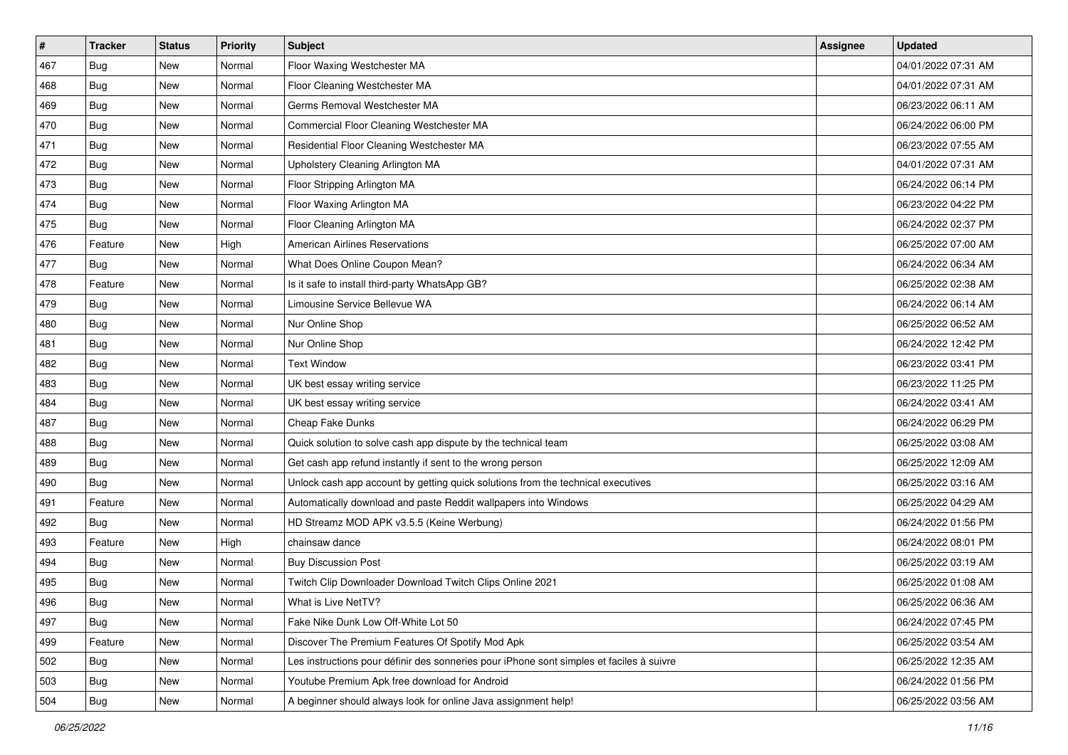| # | Tracker | Status | Priority | Subject | Assignee | Updated |
|---|---|---|---|---|---|---|
| 467 | Bug | New | Normal | Floor Waxing Westchester MA | | 04/01/2022 07:31 AM |
| 468 | Bug | New | Normal | Floor Cleaning Westchester MA | | 04/01/2022 07:31 AM |
| 469 | Bug | New | Normal | Germs Removal Westchester MA | | 06/23/2022 06:11 AM |
| 470 | Bug | New | Normal | Commercial Floor Cleaning Westchester MA | | 06/24/2022 06:00 PM |
| 471 | Bug | New | Normal | Residential Floor Cleaning Westchester MA | | 06/23/2022 07:55 AM |
| 472 | Bug | New | Normal | Upholstery Cleaning Arlington MA | | 04/01/2022 07:31 AM |
| 473 | Bug | New | Normal | Floor Stripping Arlington MA | | 06/24/2022 06:14 PM |
| 474 | Bug | New | Normal | Floor Waxing Arlington MA | | 06/23/2022 04:22 PM |
| 475 | Bug | New | Normal | Floor Cleaning Arlington MA | | 06/24/2022 02:37 PM |
| 476 | Feature | New | High | American Airlines Reservations | | 06/25/2022 07:00 AM |
| 477 | Bug | New | Normal | What Does Online Coupon Mean? | | 06/24/2022 06:34 AM |
| 478 | Feature | New | Normal | Is it safe to install third-party WhatsApp GB? | | 06/25/2022 02:38 AM |
| 479 | Bug | New | Normal | Limousine Service Bellevue WA | | 06/24/2022 06:14 AM |
| 480 | Bug | New | Normal | Nur Online Shop | | 06/25/2022 06:52 AM |
| 481 | Bug | New | Normal | Nur Online Shop | | 06/24/2022 12:42 PM |
| 482 | Bug | New | Normal | Text Window | | 06/23/2022 03:41 PM |
| 483 | Bug | New | Normal | UK best essay writing service | | 06/23/2022 11:25 PM |
| 484 | Bug | New | Normal | UK best essay writing service | | 06/24/2022 03:41 AM |
| 487 | Bug | New | Normal | Cheap Fake Dunks | | 06/24/2022 06:29 PM |
| 488 | Bug | New | Normal | Quick solution to solve cash app dispute by the technical team | | 06/25/2022 03:08 AM |
| 489 | Bug | New | Normal | Get cash app refund instantly if sent to the wrong person | | 06/25/2022 12:09 AM |
| 490 | Bug | New | Normal | Unlock cash app account by getting quick solutions from the technical executives | | 06/25/2022 03:16 AM |
| 491 | Feature | New | Normal | Automatically download and paste Reddit wallpapers into Windows | | 06/25/2022 04:29 AM |
| 492 | Bug | New | Normal | HD Streamz MOD APK v3.5.5 (Keine Werbung) | | 06/24/2022 01:56 PM |
| 493 | Feature | New | High | chainsaw dance | | 06/24/2022 08:01 PM |
| 494 | Bug | New | Normal | Buy Discussion Post | | 06/25/2022 03:19 AM |
| 495 | Bug | New | Normal | Twitch Clip Downloader Download Twitch Clips Online 2021 | | 06/25/2022 01:08 AM |
| 496 | Bug | New | Normal | What is Live NetTV? | | 06/25/2022 06:36 AM |
| 497 | Bug | New | Normal | Fake Nike Dunk Low Off-White Lot 50 | | 06/24/2022 07:45 PM |
| 499 | Feature | New | Normal | Discover The Premium Features Of Spotify Mod Apk | | 06/25/2022 03:54 AM |
| 502 | Bug | New | Normal | Les instructions pour définir des sonneries pour iPhone sont simples et faciles à suivre | | 06/25/2022 12:35 AM |
| 503 | Bug | New | Normal | Youtube Premium Apk free download for Android | | 06/24/2022 01:56 PM |
| 504 | Bug | New | Normal | A beginner should always look for online Java assignment help! | | 06/25/2022 03:56 AM |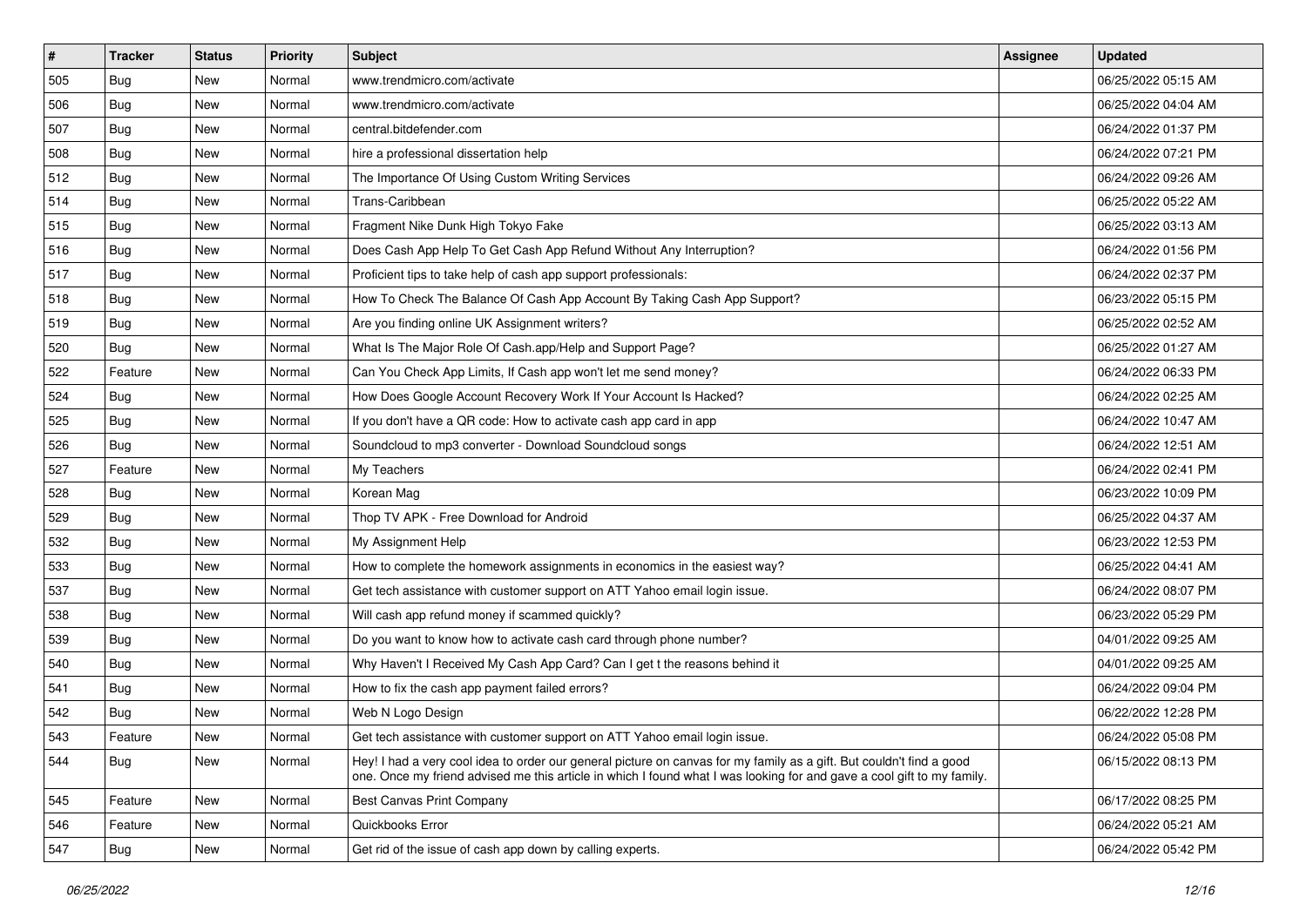| # | Tracker | Status | Priority | Subject | Assignee | Updated |
|---|---|---|---|---|---|---|
| 505 | Bug | New | Normal | www.trendmicro.com/activate | | 06/25/2022 05:15 AM |
| 506 | Bug | New | Normal | www.trendmicro.com/activate | | 06/25/2022 04:04 AM |
| 507 | Bug | New | Normal | central.bitdefender.com | | 06/24/2022 01:37 PM |
| 508 | Bug | New | Normal | hire a professional dissertation help | | 06/24/2022 07:21 PM |
| 512 | Bug | New | Normal | The Importance Of Using Custom Writing Services | | 06/24/2022 09:26 AM |
| 514 | Bug | New | Normal | Trans-Caribbean | | 06/25/2022 05:22 AM |
| 515 | Bug | New | Normal | Fragment Nike Dunk High Tokyo Fake | | 06/25/2022 03:13 AM |
| 516 | Bug | New | Normal | Does Cash App Help To Get Cash App Refund Without Any Interruption? | | 06/24/2022 01:56 PM |
| 517 | Bug | New | Normal | Proficient tips to take help of cash app support professionals: | | 06/24/2022 02:37 PM |
| 518 | Bug | New | Normal | How To Check The Balance Of Cash App Account By Taking Cash App Support? | | 06/23/2022 05:15 PM |
| 519 | Bug | New | Normal | Are you finding online UK Assignment writers? | | 06/25/2022 02:52 AM |
| 520 | Bug | New | Normal | What Is The Major Role Of Cash.app/Help and Support Page? | | 06/25/2022 01:27 AM |
| 522 | Feature | New | Normal | Can You Check App Limits, If Cash app won't let me send money? | | 06/24/2022 06:33 PM |
| 524 | Bug | New | Normal | How Does Google Account Recovery Work If Your Account Is Hacked? | | 06/24/2022 02:25 AM |
| 525 | Bug | New | Normal | If you don't have a QR code: How to activate cash app card in app | | 06/24/2022 10:47 AM |
| 526 | Bug | New | Normal | Soundcloud to mp3 converter - Download Soundcloud songs | | 06/24/2022 12:51 AM |
| 527 | Feature | New | Normal | My Teachers | | 06/24/2022 02:41 PM |
| 528 | Bug | New | Normal | Korean Mag | | 06/23/2022 10:09 PM |
| 529 | Bug | New | Normal | Thop TV APK - Free Download for Android | | 06/25/2022 04:37 AM |
| 532 | Bug | New | Normal | My Assignment Help | | 06/23/2022 12:53 PM |
| 533 | Bug | New | Normal | How to complete the homework assignments in economics in the easiest way? | | 06/25/2022 04:41 AM |
| 537 | Bug | New | Normal | Get tech assistance with customer support on ATT Yahoo email login issue. | | 06/24/2022 08:07 PM |
| 538 | Bug | New | Normal | Will cash app refund money if scammed quickly? | | 06/23/2022 05:29 PM |
| 539 | Bug | New | Normal | Do you want to know how to activate cash card through phone number? | | 04/01/2022 09:25 AM |
| 540 | Bug | New | Normal | Why Haven't I Received My Cash App Card? Can I get t the reasons behind it | | 04/01/2022 09:25 AM |
| 541 | Bug | New | Normal | How to fix the cash app payment failed errors? | | 06/24/2022 09:04 PM |
| 542 | Bug | New | Normal | Web N Logo Design | | 06/22/2022 12:28 PM |
| 543 | Feature | New | Normal | Get tech assistance with customer support on ATT Yahoo email login issue. | | 06/24/2022 05:08 PM |
| 544 | Bug | New | Normal | Hey! I had a very cool idea to order our general picture on canvas for my family as a gift. But couldn't find a good one. Once my friend advised me this article in which I found what I was looking for and gave a cool gift to my family. | | 06/15/2022 08:13 PM |
| 545 | Feature | New | Normal | Best Canvas Print Company | | 06/17/2022 08:25 PM |
| 546 | Feature | New | Normal | Quickbooks Error | | 06/24/2022 05:21 AM |
| 547 | Bug | New | Normal | Get rid of the issue of cash app down by calling experts. | | 06/24/2022 05:42 PM |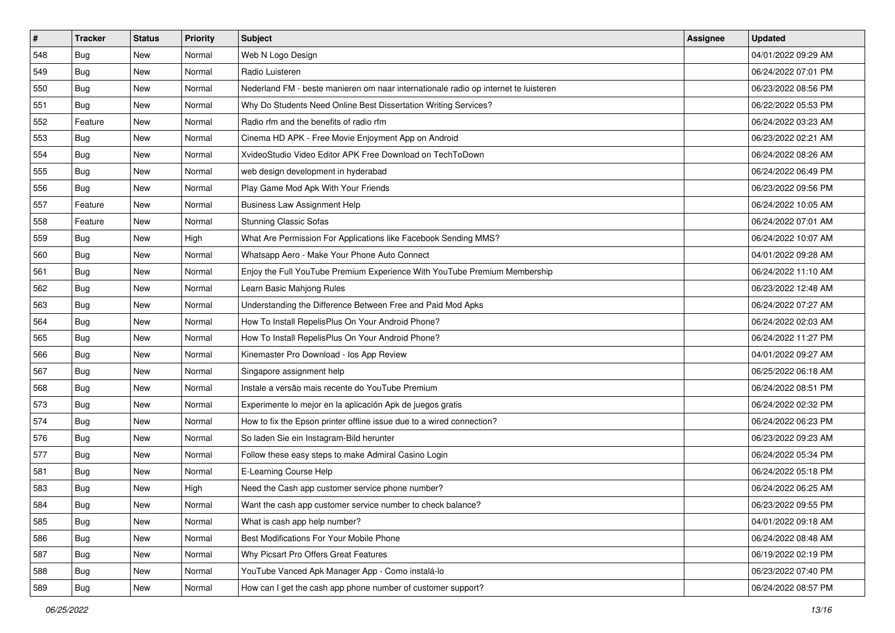| # | Tracker | Status | Priority | Subject | Assignee | Updated |
|---|---|---|---|---|---|---|
| 548 | Bug | New | Normal | Web N Logo Design | | 04/01/2022 09:29 AM |
| 549 | Bug | New | Normal | Radio Luisteren | | 06/24/2022 07:01 PM |
| 550 | Bug | New | Normal | Nederland FM - beste manieren om naar internationale radio op internet te luisteren | | 06/23/2022 08:56 PM |
| 551 | Bug | New | Normal | Why Do Students Need Online Best Dissertation Writing Services? | | 06/22/2022 05:53 PM |
| 552 | Feature | New | Normal | Radio rfm and the benefits of radio rfm | | 06/24/2022 03:23 AM |
| 553 | Bug | New | Normal | Cinema HD APK - Free Movie Enjoyment App on Android | | 06/23/2022 02:21 AM |
| 554 | Bug | New | Normal | XvideoStudio Video Editor APK Free Download on TechToDown | | 06/24/2022 08:26 AM |
| 555 | Bug | New | Normal | web design development in hyderabad | | 06/24/2022 06:49 PM |
| 556 | Bug | New | Normal | Play Game Mod Apk With Your Friends | | 06/23/2022 09:56 PM |
| 557 | Feature | New | Normal | Business Law Assignment Help | | 06/24/2022 10:05 AM |
| 558 | Feature | New | Normal | Stunning Classic Sofas | | 06/24/2022 07:01 AM |
| 559 | Bug | New | High | What Are Permission For Applications like Facebook Sending MMS? | | 06/24/2022 10:07 AM |
| 560 | Bug | New | Normal | Whatsapp Aero - Make Your Phone Auto Connect | | 04/01/2022 09:28 AM |
| 561 | Bug | New | Normal | Enjoy the Full YouTube Premium Experience With YouTube Premium Membership | | 06/24/2022 11:10 AM |
| 562 | Bug | New | Normal | Learn Basic Mahjong Rules | | 06/23/2022 12:48 AM |
| 563 | Bug | New | Normal | Understanding the Difference Between Free and Paid Mod Apks | | 06/24/2022 07:27 AM |
| 564 | Bug | New | Normal | How To Install RepelisPlus On Your Android Phone? | | 06/24/2022 02:03 AM |
| 565 | Bug | New | Normal | How To Install RepelisPlus On Your Android Phone? | | 06/24/2022 11:27 PM |
| 566 | Bug | New | Normal | Kinemaster Pro Download - Ios App Review | | 04/01/2022 09:27 AM |
| 567 | Bug | New | Normal | Singapore assignment help | | 06/25/2022 06:18 AM |
| 568 | Bug | New | Normal | Instale a versão mais recente do YouTube Premium | | 06/24/2022 08:51 PM |
| 573 | Bug | New | Normal | Experimente lo mejor en la aplicación Apk de juegos gratis | | 06/24/2022 02:32 PM |
| 574 | Bug | New | Normal | How to fix the Epson printer offline issue due to a wired connection? | | 06/24/2022 06:23 PM |
| 576 | Bug | New | Normal | So laden Sie ein Instagram-Bild herunter | | 06/23/2022 09:23 AM |
| 577 | Bug | New | Normal | Follow these easy steps to make Admiral Casino Login | | 06/24/2022 05:34 PM |
| 581 | Bug | New | Normal | E-Learning Course Help | | 06/24/2022 05:18 PM |
| 583 | Bug | New | High | Need the Cash app customer service phone number? | | 06/24/2022 06:25 AM |
| 584 | Bug | New | Normal | Want the cash app customer service number to check balance? | | 06/23/2022 09:55 PM |
| 585 | Bug | New | Normal | What is cash app help number? | | 04/01/2022 09:18 AM |
| 586 | Bug | New | Normal | Best Modifications For Your Mobile Phone | | 06/24/2022 08:48 AM |
| 587 | Bug | New | Normal | Why Picsart Pro Offers Great Features | | 06/19/2022 02:19 PM |
| 588 | Bug | New | Normal | YouTube Vanced Apk Manager App - Como instalá-lo | | 06/23/2022 07:40 PM |
| 589 | Bug | New | Normal | How can I get the cash app phone number of customer support? | | 06/24/2022 08:57 PM |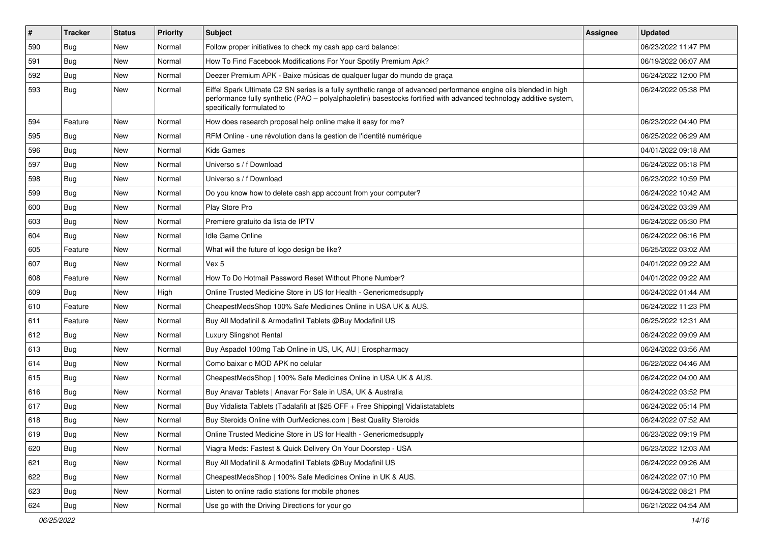| # | Tracker | Status | Priority | Subject | Assignee | Updated |
|---|---|---|---|---|---|---|
| 590 | Bug | New | Normal | Follow proper initiatives to check my cash app card balance: | | 06/23/2022 11:47 PM |
| 591 | Bug | New | Normal | How To Find Facebook Modifications For Your Spotify Premium Apk? | | 06/19/2022 06:07 AM |
| 592 | Bug | New | Normal | Deezer Premium APK - Baixe músicas de qualquer lugar do mundo de graça | | 06/24/2022 12:00 PM |
| 593 | Bug | New | Normal | Eiffel Spark Ultimate C2 SN series is a fully synthetic range of advanced performance engine oils blended in high performance fully synthetic (PAO – polyalphaolefin) basestocks fortified with advanced technology additive system, specifically formulated to | | 06/24/2022 05:38 PM |
| 594 | Feature | New | Normal | How does research proposal help online make it easy for me? | | 06/23/2022 04:40 PM |
| 595 | Bug | New | Normal | RFM Online - une révolution dans la gestion de l'identité numérique | | 06/25/2022 06:29 AM |
| 596 | Bug | New | Normal | Kids Games | | 04/01/2022 09:18 AM |
| 597 | Bug | New | Normal | Universo s / f Download | | 06/24/2022 05:18 PM |
| 598 | Bug | New | Normal | Universo s / f Download | | 06/23/2022 10:59 PM |
| 599 | Bug | New | Normal | Do you know how to delete cash app account from your computer? | | 06/24/2022 10:42 AM |
| 600 | Bug | New | Normal | Play Store Pro | | 06/24/2022 03:39 AM |
| 603 | Bug | New | Normal | Premiere gratuito da lista de IPTV | | 06/24/2022 05:30 PM |
| 604 | Bug | New | Normal | Idle Game Online | | 06/24/2022 06:16 PM |
| 605 | Feature | New | Normal | What will the future of logo design be like? | | 06/25/2022 03:02 AM |
| 607 | Bug | New | Normal | Vex 5 | | 04/01/2022 09:22 AM |
| 608 | Feature | New | Normal | How To Do Hotmail Password Reset Without Phone Number? | | 04/01/2022 09:22 AM |
| 609 | Bug | New | High | Online Trusted Medicine Store in US for Health - Genericmedsupply | | 06/24/2022 01:44 AM |
| 610 | Feature | New | Normal | CheapestMedsShop 100% Safe Medicines Online in USA UK & AUS. | | 06/24/2022 11:23 PM |
| 611 | Feature | New | Normal | Buy All Modafinil & Armodafinil Tablets @Buy Modafinil US | | 06/25/2022 12:31 AM |
| 612 | Bug | New | Normal | Luxury Slingshot Rental | | 06/24/2022 09:09 AM |
| 613 | Bug | New | Normal | Buy Aspadol 100mg Tab Online in US, UK, AU &#124; Erospharmacy | | 06/24/2022 03:56 AM |
| 614 | Bug | New | Normal | Como baixar o MOD APK no celular | | 06/22/2022 04:46 AM |
| 615 | Bug | New | Normal | CheapestMedsShop &#124; 100% Safe Medicines Online in USA UK & AUS. | | 06/24/2022 04:00 AM |
| 616 | Bug | New | Normal | Buy Anavar Tablets &#124; Anavar For Sale in USA, UK & Australia | | 06/24/2022 03:52 PM |
| 617 | Bug | New | Normal | Buy Vidalista Tablets (Tadalafil) at [$25 OFF + Free Shipping] Vidalistatablets | | 06/24/2022 05:14 PM |
| 618 | Bug | New | Normal | Buy Steroids Online with OurMedicnes.com &#124; Best Quality Steroids | | 06/24/2022 07:52 AM |
| 619 | Bug | New | Normal | Online Trusted Medicine Store in US for Health - Genericmedsupply | | 06/23/2022 09:19 PM |
| 620 | Bug | New | Normal | Viagra Meds: Fastest & Quick Delivery On Your Doorstep - USA | | 06/23/2022 12:03 AM |
| 621 | Bug | New | Normal | Buy All Modafinil & Armodafinil Tablets @Buy Modafinil US | | 06/24/2022 09:26 AM |
| 622 | Bug | New | Normal | CheapestMedsShop &#124; 100% Safe Medicines Online in UK & AUS. | | 06/24/2022 07:10 PM |
| 623 | Bug | New | Normal | Listen to online radio stations for mobile phones | | 06/24/2022 08:21 PM |
| 624 | Bug | New | Normal | Use go with the Driving Directions for your go | | 06/21/2022 04:54 AM |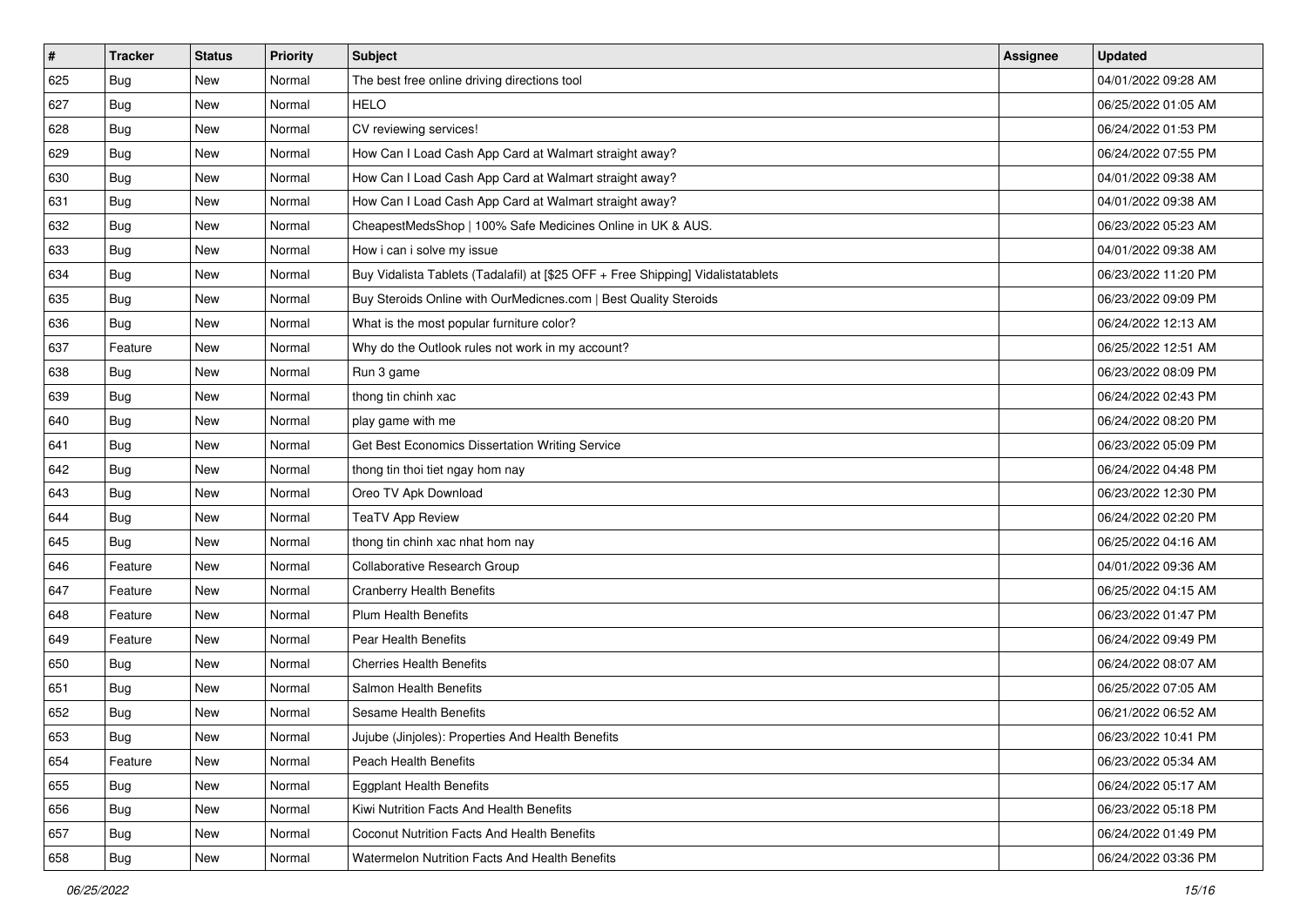| # | Tracker | Status | Priority | Subject | Assignee | Updated |
|---|---|---|---|---|---|---|
| 625 | Bug | New | Normal | The best free online driving directions tool | | 04/01/2022 09:28 AM |
| 627 | Bug | New | Normal | HELO | | 06/25/2022 01:05 AM |
| 628 | Bug | New | Normal | CV reviewing services! | | 06/24/2022 01:53 PM |
| 629 | Bug | New | Normal | How Can I Load Cash App Card at Walmart straight away? | | 06/24/2022 07:55 PM |
| 630 | Bug | New | Normal | How Can I Load Cash App Card at Walmart straight away? | | 04/01/2022 09:38 AM |
| 631 | Bug | New | Normal | How Can I Load Cash App Card at Walmart straight away? | | 04/01/2022 09:38 AM |
| 632 | Bug | New | Normal | CheapestMedsShop \| 100% Safe Medicines Online in UK & AUS. | | 06/23/2022 05:23 AM |
| 633 | Bug | New | Normal | How i can i solve my issue | | 04/01/2022 09:38 AM |
| 634 | Bug | New | Normal | Buy Vidalista Tablets (Tadalafil) at [$25 OFF + Free Shipping] Vidalistatablets | | 06/23/2022 11:20 PM |
| 635 | Bug | New | Normal | Buy Steroids Online with OurMedicnes.com \| Best Quality Steroids | | 06/23/2022 09:09 PM |
| 636 | Bug | New | Normal | What is the most popular furniture color? | | 06/24/2022 12:13 AM |
| 637 | Feature | New | Normal | Why do the Outlook rules not work in my account? | | 06/25/2022 12:51 AM |
| 638 | Bug | New | Normal | Run 3 game | | 06/23/2022 08:09 PM |
| 639 | Bug | New | Normal | thong tin chinh xac | | 06/24/2022 02:43 PM |
| 640 | Bug | New | Normal | play game with me | | 06/24/2022 08:20 PM |
| 641 | Bug | New | Normal | Get Best Economics Dissertation Writing Service | | 06/23/2022 05:09 PM |
| 642 | Bug | New | Normal | thong tin thoi tiet ngay hom nay | | 06/24/2022 04:48 PM |
| 643 | Bug | New | Normal | Oreo TV Apk Download | | 06/23/2022 12:30 PM |
| 644 | Bug | New | Normal | TeaTV App Review | | 06/24/2022 02:20 PM |
| 645 | Bug | New | Normal | thong tin chinh xac nhat hom nay | | 06/25/2022 04:16 AM |
| 646 | Feature | New | Normal | Collaborative Research Group | | 04/01/2022 09:36 AM |
| 647 | Feature | New | Normal | Cranberry Health Benefits | | 06/25/2022 04:15 AM |
| 648 | Feature | New | Normal | Plum Health Benefits | | 06/23/2022 01:47 PM |
| 649 | Feature | New | Normal | Pear Health Benefits | | 06/24/2022 09:49 PM |
| 650 | Bug | New | Normal | Cherries Health Benefits | | 06/24/2022 08:07 AM |
| 651 | Bug | New | Normal | Salmon Health Benefits | | 06/25/2022 07:05 AM |
| 652 | Bug | New | Normal | Sesame Health Benefits | | 06/21/2022 06:52 AM |
| 653 | Bug | New | Normal | Jujube (Jinjoles): Properties And Health Benefits | | 06/23/2022 10:41 PM |
| 654 | Feature | New | Normal | Peach Health Benefits | | 06/23/2022 05:34 AM |
| 655 | Bug | New | Normal | Eggplant Health Benefits | | 06/24/2022 05:17 AM |
| 656 | Bug | New | Normal | Kiwi Nutrition Facts And Health Benefits | | 06/23/2022 05:18 PM |
| 657 | Bug | New | Normal | Coconut Nutrition Facts And Health Benefits | | 06/24/2022 01:49 PM |
| 658 | Bug | New | Normal | Watermelon Nutrition Facts And Health Benefits | | 06/24/2022 03:36 PM |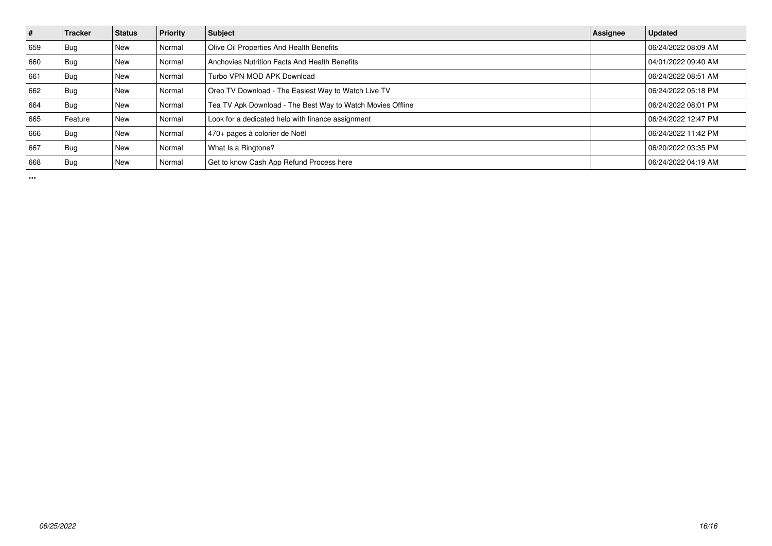| # | Tracker | Status | Priority | Subject | Assignee | Updated |
|---|---|---|---|---|---|---|
| 659 | Bug | New | Normal | Olive Oil Properties And Health Benefits | | 06/24/2022 08:09 AM |
| 660 | Bug | New | Normal | Anchovies Nutrition Facts And Health Benefits | | 04/01/2022 09:40 AM |
| 661 | Bug | New | Normal | Turbo VPN MOD APK Download | | 06/24/2022 08:51 AM |
| 662 | Bug | New | Normal | Oreo TV Download - The Easiest Way to Watch Live TV | | 06/24/2022 05:18 PM |
| 664 | Bug | New | Normal | Tea TV Apk Download - The Best Way to Watch Movies Offline | | 06/24/2022 08:01 PM |
| 665 | Feature | New | Normal | Look for a dedicated help with finance assignment | | 06/24/2022 12:47 PM |
| 666 | Bug | New | Normal | 470+ pages à colorier de Noël | | 06/24/2022 11:42 PM |
| 667 | Bug | New | Normal | What Is a Ringtone? | | 06/20/2022 03:35 PM |
| 668 | Bug | New | Normal | Get to know Cash App Refund Process here | | 06/24/2022 04:19 AM |

...